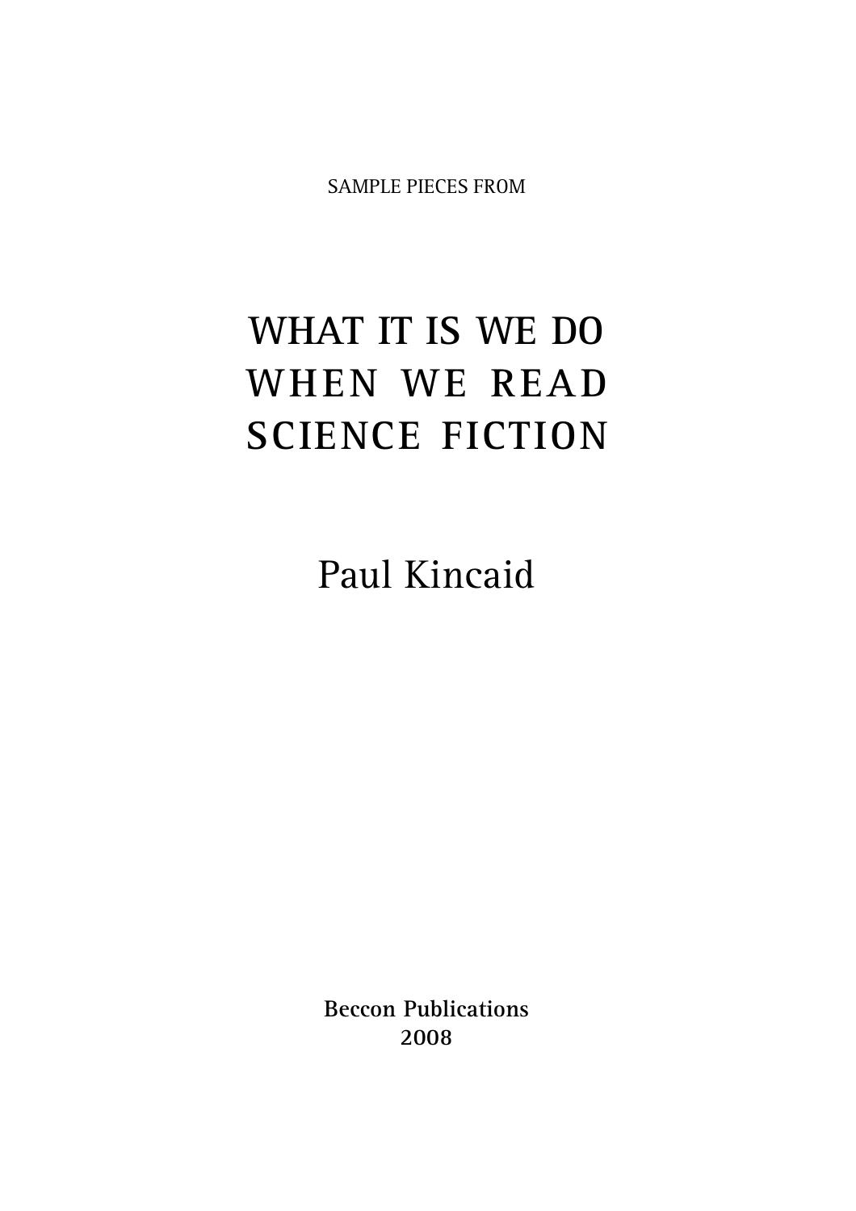SAMPLE PIECES FROM

# WHAT IT IS WE DO WHEN WE READ SCIENCE FICTION

## Paul Kincaid

**Beccon Publications**
**2008**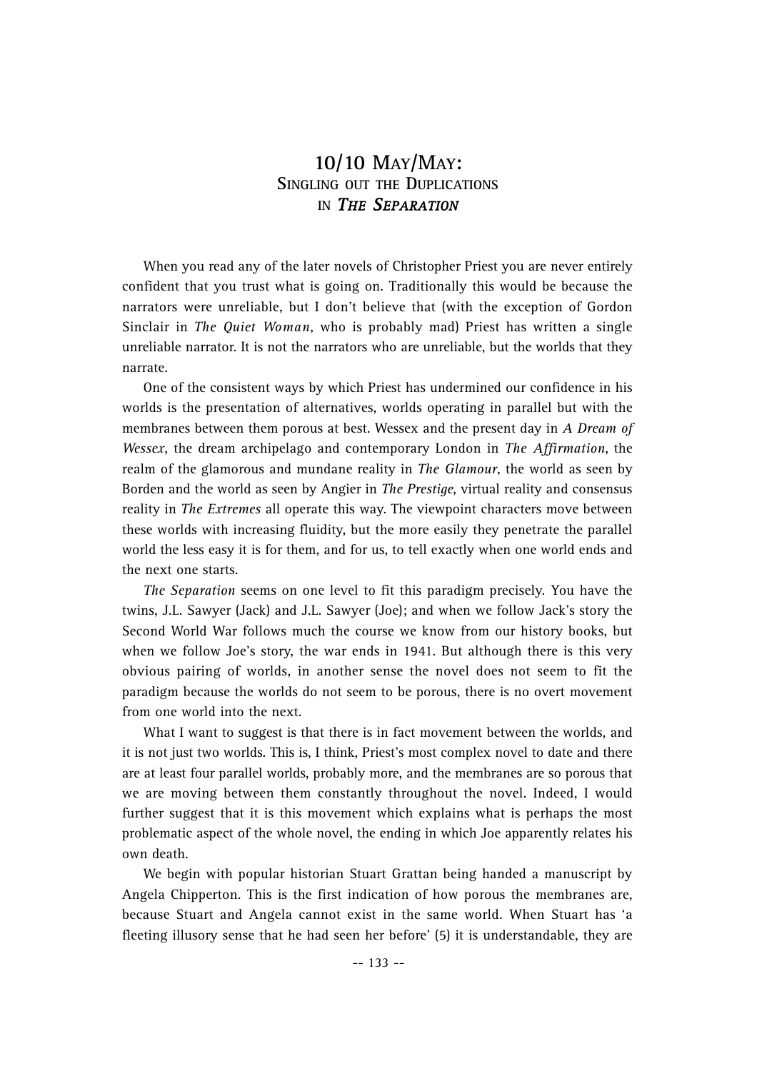# 10/10 May/May: Singling out the Duplications in *The Separation*

When you read any of the later novels of Christopher Priest you are never entirely confident that you trust what is going on. Traditionally this would be because the narrators were unreliable, but I don't believe that (with the exception of Gordon Sinclair in *The Quiet Woman*, who is probably mad) Priest has written a single unreliable narrator. It is not the narrators who are unreliable, but the worlds that they narrate.

One of the consistent ways by which Priest has undermined our confidence in his worlds is the presentation of alternatives, worlds operating in parallel but with the membranes between them porous at best. Wessex and the present day in *A Dream of Wessex*, the dream archipelago and contemporary London in *The Affirmation*, the realm of the glamorous and mundane reality in *The Glamour*, the world as seen by Borden and the world as seen by Angier in *The Prestige*, virtual reality and consensus reality in *The Extremes* all operate this way. The viewpoint characters move between these worlds with increasing fluidity, but the more easily they penetrate the parallel world the less easy it is for them, and for us, to tell exactly when one world ends and the next one starts.

*The Separation* seems on one level to fit this paradigm precisely. You have the twins, J.L. Sawyer (Jack) and J.L. Sawyer (Joe); and when we follow Jack's story the Second World War follows much the course we know from our history books, but when we follow Joe's story, the war ends in 1941. But although there is this very obvious pairing of worlds, in another sense the novel does not seem to fit the paradigm because the worlds do not seem to be porous, there is no overt movement from one world into the next.

What I want to suggest is that there is in fact movement between the worlds, and it is not just two worlds. This is, I think, Priest's most complex novel to date and there are at least four parallel worlds, probably more, and the membranes are so porous that we are moving between them constantly throughout the novel. Indeed, I would further suggest that it is this movement which explains what is perhaps the most problematic aspect of the whole novel, the ending in which Joe apparently relates his own death.

We begin with popular historian Stuart Grattan being handed a manuscript by Angela Chipperton. This is the first indication of how porous the membranes are, because Stuart and Angela cannot exist in the same world. When Stuart has 'a fleeting illusory sense that he had seen her before' (5) it is understandable, they are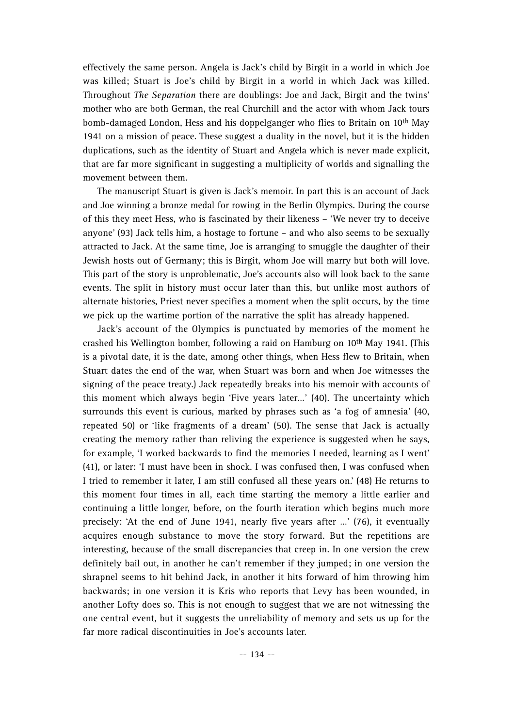effectively the same person. Angela is Jack's child by Birgit in a world in which Joe was killed; Stuart is Joe's child by Birgit in a world in which Jack was killed. Throughout *The Separation* there are doublings: Joe and Jack, Birgit and the twins' mother who are both German, the real Churchill and the actor with whom Jack tours bomb-damaged London, Hess and his doppelganger who flies to Britain on 10th May 1941 on a mission of peace. These suggest a duality in the novel, but it is the hidden duplications, such as the identity of Stuart and Angela which is never made explicit, that are far more significant in suggesting a multiplicity of worlds and signalling the movement between them.

The manuscript Stuart is given is Jack's memoir. In part this is an account of Jack and Joe winning a bronze medal for rowing in the Berlin Olympics. During the course of this they meet Hess, who is fascinated by their likeness – 'We never try to deceive anyone' (93) Jack tells him, a hostage to fortune – and who also seems to be sexually attracted to Jack. At the same time, Joe is arranging to smuggle the daughter of their Jewish hosts out of Germany; this is Birgit, whom Joe will marry but both will love. This part of the story is unproblematic, Joe's accounts also will look back to the same events. The split in history must occur later than this, but unlike most authors of alternate histories, Priest never specifies a moment when the split occurs, by the time we pick up the wartime portion of the narrative the split has already happened.

Jack's account of the Olympics is punctuated by memories of the moment he crashed his Wellington bomber, following a raid on Hamburg on 10th May 1941. (This is a pivotal date, it is the date, among other things, when Hess flew to Britain, when Stuart dates the end of the war, when Stuart was born and when Joe witnesses the signing of the peace treaty.) Jack repeatedly breaks into his memoir with accounts of this moment which always begin 'Five years later...' (40). The uncertainty which surrounds this event is curious, marked by phrases such as 'a fog of amnesia' (40, repeated 50) or 'like fragments of a dream' (50). The sense that Jack is actually creating the memory rather than reliving the experience is suggested when he says, for example, 'I worked backwards to find the memories I needed, learning as I went' (41), or later: 'I must have been in shock. I was confused then, I was confused when I tried to remember it later, I am still confused all these years on.' (48) He returns to this moment four times in all, each time starting the memory a little earlier and continuing a little longer, before, on the fourth iteration which begins much more precisely: 'At the end of June 1941, nearly five years after ...' (76), it eventually acquires enough substance to move the story forward. But the repetitions are interesting, because of the small discrepancies that creep in. In one version the crew definitely bail out, in another he can't remember if they jumped; in one version the shrapnel seems to hit behind Jack, in another it hits forward of him throwing him backwards; in one version it is Kris who reports that Levy has been wounded, in another Lofty does so. This is not enough to suggest that we are not witnessing the one central event, but it suggests the unreliability of memory and sets us up for the far more radical discontinuities in Joe's accounts later.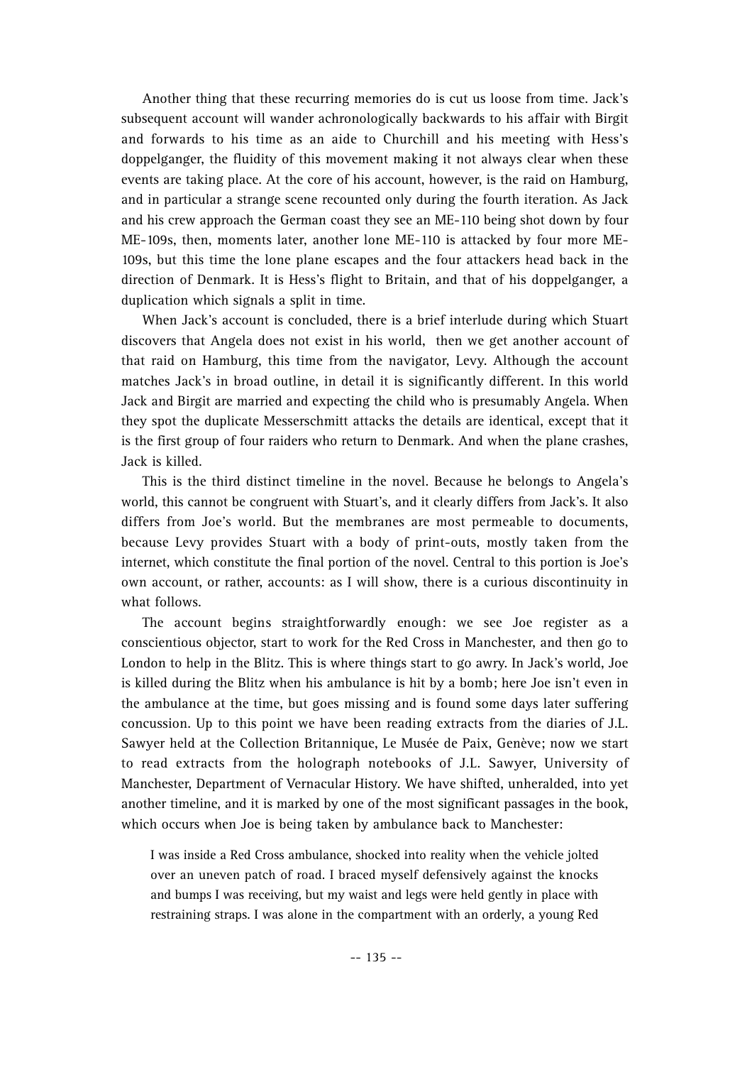Another thing that these recurring memories do is cut us loose from time. Jack's subsequent account will wander achronologically backwards to his affair with Birgit and forwards to his time as an aide to Churchill and his meeting with Hess's doppelganger, the fluidity of this movement making it not always clear when these events are taking place. At the core of his account, however, is the raid on Hamburg, and in particular a strange scene recounted only during the fourth iteration. As Jack and his crew approach the German coast they see an ME-110 being shot down by four ME-109s, then, moments later, another lone ME-110 is attacked by four more ME-109s, but this time the lone plane escapes and the four attackers head back in the direction of Denmark. It is Hess's flight to Britain, and that of his doppelganger, a duplication which signals a split in time.

When Jack's account is concluded, there is a brief interlude during which Stuart discovers that Angela does not exist in his world, then we get another account of that raid on Hamburg, this time from the navigator, Levy. Although the account matches Jack's in broad outline, in detail it is significantly different. In this world Jack and Birgit are married and expecting the child who is presumably Angela. When they spot the duplicate Messerschmitt attacks the details are identical, except that it is the first group of four raiders who return to Denmark. And when the plane crashes, Jack is killed.

This is the third distinct timeline in the novel. Because he belongs to Angela's world, this cannot be congruent with Stuart's, and it clearly differs from Jack's. It also differs from Joe's world. But the membranes are most permeable to documents, because Levy provides Stuart with a body of print-outs, mostly taken from the internet, which constitute the final portion of the novel. Central to this portion is Joe's own account, or rather, accounts: as I will show, there is a curious discontinuity in what follows.

The account begins straightforwardly enough: we see Joe register as a conscientious objector, start to work for the Red Cross in Manchester, and then go to London to help in the Blitz. This is where things start to go awry. In Jack's world, Joe is killed during the Blitz when his ambulance is hit by a bomb; here Joe isn't even in the ambulance at the time, but goes missing and is found some days later suffering concussion. Up to this point we have been reading extracts from the diaries of J.L. Sawyer held at the Collection Britannique, Le Musée de Paix, Genève; now we start to read extracts from the holograph notebooks of J.L. Sawyer, University of Manchester, Department of Vernacular History. We have shifted, unheralded, into yet another timeline, and it is marked by one of the most significant passages in the book, which occurs when Joe is being taken by ambulance back to Manchester:

> I was inside a Red Cross ambulance, shocked into reality when the vehicle jolted over an uneven patch of road. I braced myself defensively against the knocks and bumps I was receiving, but my waist and legs were held gently in place with restraining straps. I was alone in the compartment with an orderly, a young Red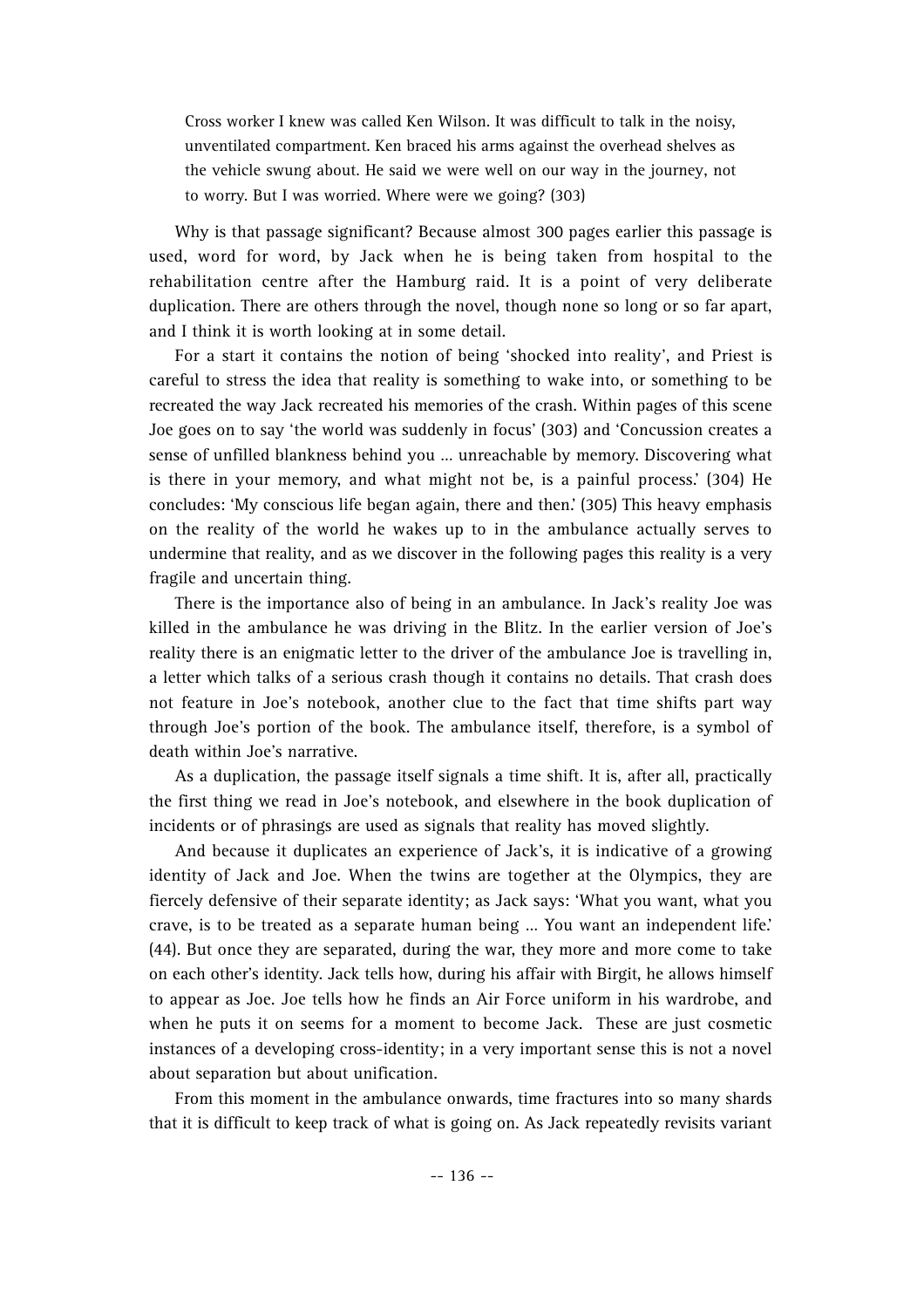> Cross worker I knew was called Ken Wilson. It was difficult to talk in the noisy, unventilated compartment. Ken braced his arms against the overhead shelves as the vehicle swung about. He said we were well on our way in the journey, not to worry. But I was worried. Where were we going? (303)

Why is that passage significant? Because almost 300 pages earlier this passage is used, word for word, by Jack when he is being taken from hospital to the rehabilitation centre after the Hamburg raid. It is a point of very deliberate duplication. There are others through the novel, though none so long or so far apart, and I think it is worth looking at in some detail.

For a start it contains the notion of being 'shocked into reality', and Priest is careful to stress the idea that reality is something to wake into, or something to be recreated the way Jack recreated his memories of the crash. Within pages of this scene Joe goes on to say 'the world was suddenly in focus' (303) and 'Concussion creates a sense of unfilled blankness behind you … unreachable by memory. Discovering what is there in your memory, and what might not be, is a painful process.' (304) He concludes: 'My conscious life began again, there and then.' (305) This heavy emphasis on the reality of the world he wakes up to in the ambulance actually serves to undermine that reality, and as we discover in the following pages this reality is a very fragile and uncertain thing.

There is the importance also of being in an ambulance. In Jack's reality Joe was killed in the ambulance he was driving in the Blitz. In the earlier version of Joe's reality there is an enigmatic letter to the driver of the ambulance Joe is travelling in, a letter which talks of a serious crash though it contains no details. That crash does not feature in Joe's notebook, another clue to the fact that time shifts part way through Joe's portion of the book. The ambulance itself, therefore, is a symbol of death within Joe's narrative.

As a duplication, the passage itself signals a time shift. It is, after all, practically the first thing we read in Joe's notebook, and elsewhere in the book duplication of incidents or of phrasings are used as signals that reality has moved slightly.

And because it duplicates an experience of Jack's, it is indicative of a growing identity of Jack and Joe. When the twins are together at the Olympics, they are fiercely defensive of their separate identity; as Jack says: 'What you want, what you crave, is to be treated as a separate human being … You want an independent life.' (44). But once they are separated, during the war, they more and more come to take on each other's identity. Jack tells how, during his affair with Birgit, he allows himself to appear as Joe. Joe tells how he finds an Air Force uniform in his wardrobe, and when he puts it on seems for a moment to become Jack. These are just cosmetic instances of a developing cross-identity; in a very important sense this is not a novel about separation but about unification.

From this moment in the ambulance onwards, time fractures into so many shards that it is difficult to keep track of what is going on. As Jack repeatedly revisits variant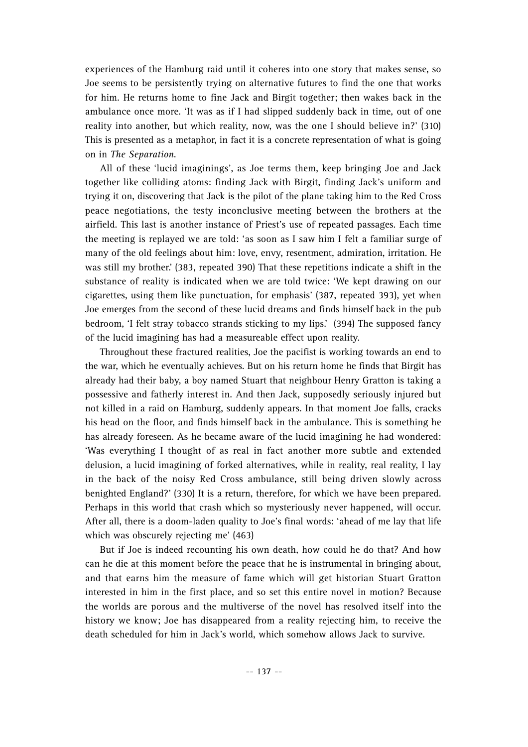experiences of the Hamburg raid until it coheres into one story that makes sense, so Joe seems to be persistently trying on alternative futures to find the one that works for him. He returns home to fine Jack and Birgit together; then wakes back in the ambulance once more. 'It was as if I had slipped suddenly back in time, out of one reality into another, but which reality, now, was the one I should believe in?' (310) This is presented as a metaphor, in fact it is a concrete representation of what is going on in *The Separation*.

All of these 'lucid imaginings', as Joe terms them, keep bringing Joe and Jack together like colliding atoms: finding Jack with Birgit, finding Jack's uniform and trying it on, discovering that Jack is the pilot of the plane taking him to the Red Cross peace negotiations, the testy inconclusive meeting between the brothers at the airfield. This last is another instance of Priest's use of repeated passages. Each time the meeting is replayed we are told: 'as soon as I saw him I felt a familiar surge of many of the old feelings about him: love, envy, resentment, admiration, irritation. He was still my brother.' (383, repeated 390) That these repetitions indicate a shift in the substance of reality is indicated when we are told twice: 'We kept drawing on our cigarettes, using them like punctuation, for emphasis' (387, repeated 393), yet when Joe emerges from the second of these lucid dreams and finds himself back in the pub bedroom, 'I felt stray tobacco strands sticking to my lips.' (394) The supposed fancy of the lucid imagining has had a measureable effect upon reality.

Throughout these fractured realities, Joe the pacifist is working towards an end to the war, which he eventually achieves. But on his return home he finds that Birgit has already had their baby, a boy named Stuart that neighbour Henry Gratton is taking a possessive and fatherly interest in. And then Jack, supposedly seriously injured but not killed in a raid on Hamburg, suddenly appears. In that moment Joe falls, cracks his head on the floor, and finds himself back in the ambulance. This is something he has already foreseen. As he became aware of the lucid imagining he had wondered: 'Was everything I thought of as real in fact another more subtle and extended delusion, a lucid imagining of forked alternatives, while in reality, real reality, I lay in the back of the noisy Red Cross ambulance, still being driven slowly across benighted England?' (330) It is a return, therefore, for which we have been prepared. Perhaps in this world that crash which so mysteriously never happened, will occur. After all, there is a doom-laden quality to Joe's final words: 'ahead of me lay that life which was obscurely rejecting me' (463)

But if Joe is indeed recounting his own death, how could he do that? And how can he die at this moment before the peace that he is instrumental in bringing about, and that earns him the measure of fame which will get historian Stuart Gratton interested in him in the first place, and so set this entire novel in motion? Because the worlds are porous and the multiverse of the novel has resolved itself into the history we know; Joe has disappeared from a reality rejecting him, to receive the death scheduled for him in Jack's world, which somehow allows Jack to survive.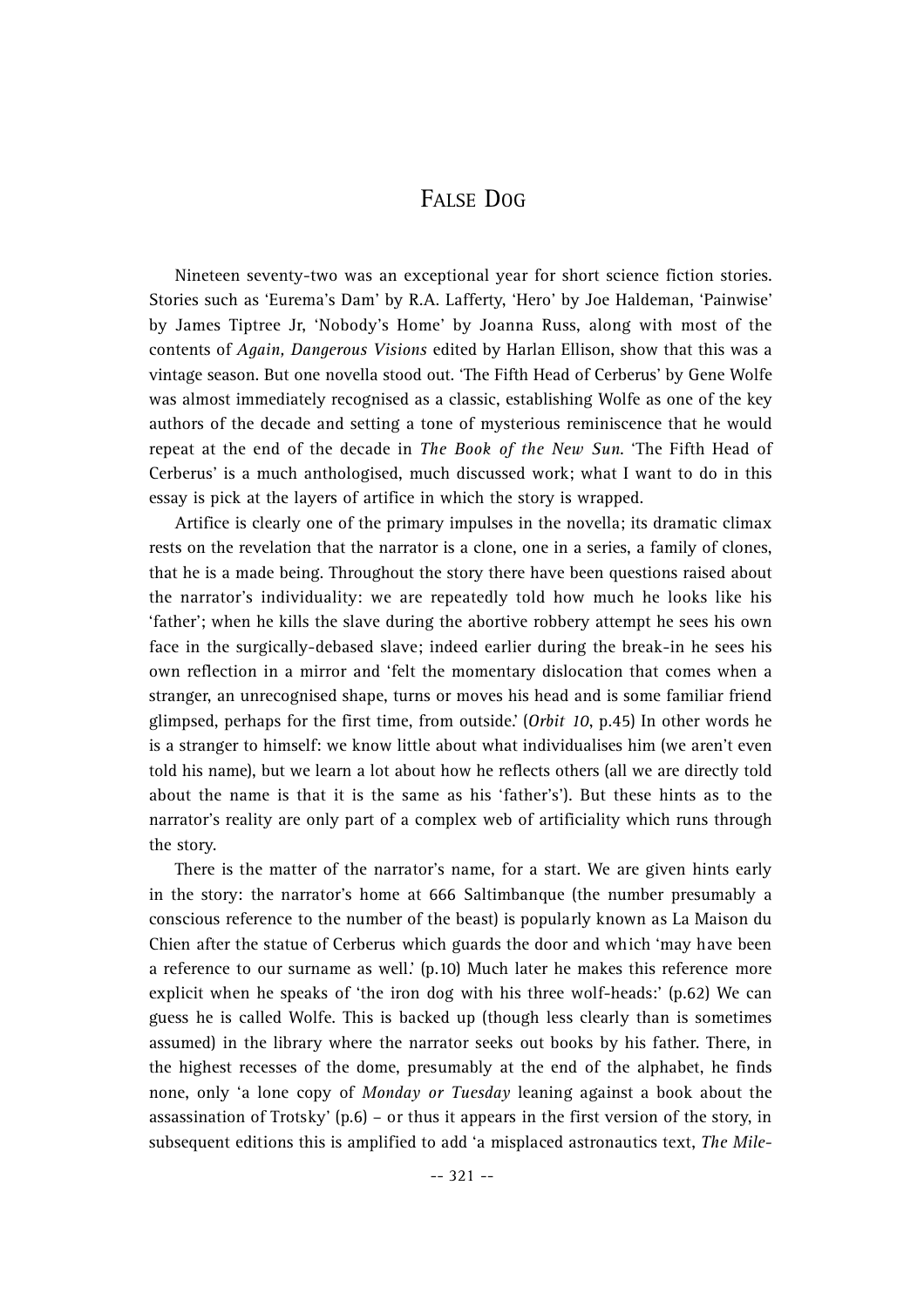# False Dog

Nineteen seventy-two was an exceptional year for short science fiction stories. Stories such as 'Eurema's Dam' by R.A. Lafferty, 'Hero' by Joe Haldeman, 'Painwise' by James Tiptree Jr, 'Nobody's Home' by Joanna Russ, along with most of the contents of *Again, Dangerous Visions* edited by Harlan Ellison, show that this was a vintage season. But one novella stood out. 'The Fifth Head of Cerberus' by Gene Wolfe was almost immediately recognised as a classic, establishing Wolfe as one of the key authors of the decade and setting a tone of mysterious reminiscence that he would repeat at the end of the decade in *The Book of the New Sun*. 'The Fifth Head of Cerberus' is a much anthologised, much discussed work; what I want to do in this essay is pick at the layers of artifice in which the story is wrapped.

Artifice is clearly one of the primary impulses in the novella; its dramatic climax rests on the revelation that the narrator is a clone, one in a series, a family of clones, that he is a made being. Throughout the story there have been questions raised about the narrator's individuality: we are repeatedly told how much he looks like his 'father'; when he kills the slave during the abortive robbery attempt he sees his own face in the surgically-debased slave; indeed earlier during the break-in he sees his own reflection in a mirror and 'felt the momentary dislocation that comes when a stranger, an unrecognised shape, turns or moves his head and is some familiar friend glimpsed, perhaps for the first time, from outside.' (*Orbit 10*, p.45) In other words he is a stranger to himself: we know little about what individualises him (we aren't even told his name), but we learn a lot about how he reflects others (all we are directly told about the name is that it is the same as his 'father's'). But these hints as to the narrator's reality are only part of a complex web of artificiality which runs through the story.

There is the matter of the narrator's name, for a start. We are given hints early in the story: the narrator's home at 666 Saltimbanque (the number presumably a conscious reference to the number of the beast) is popularly known as La Maison du Chien after the statue of Cerberus which guards the door and which 'may have been a reference to our surname as well.' (p.10) Much later he makes this reference more explicit when he speaks of 'the iron dog with his three wolf-heads:' (p.62) We can guess he is called Wolfe. This is backed up (though less clearly than is sometimes assumed) in the library where the narrator seeks out books by his father. There, in the highest recesses of the dome, presumably at the end of the alphabet, he finds none, only 'a lone copy of *Monday or Tuesday* leaning against a book about the assassination of Trotsky' (p.6) – or thus it appears in the first version of the story, in subsequent editions this is amplified to add 'a misplaced astronautics text, *The Mile-*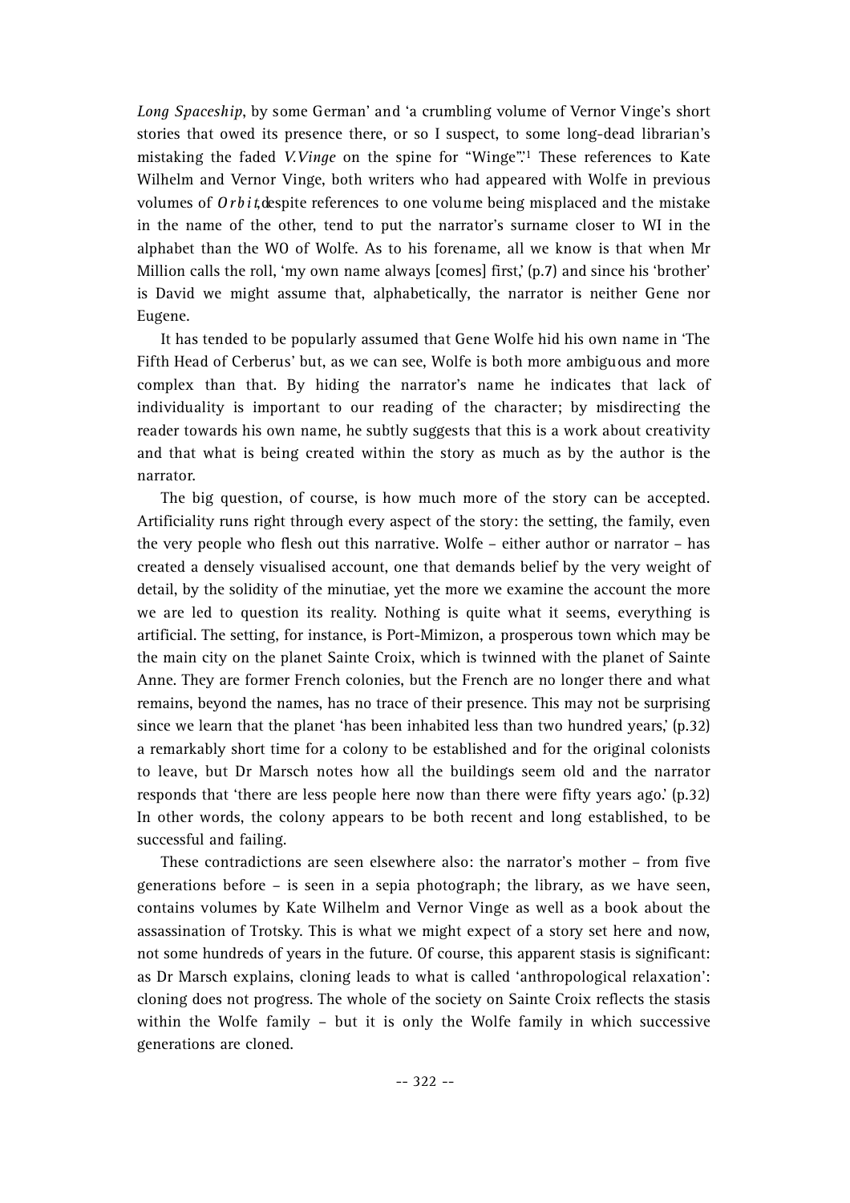*Long Spaceship*, by some German' and 'a crumbling volume of Vernor Vinge's short stories that owed its presence there, or so I suspect, to some long-dead librarian's mistaking the faded *V.Vinge* on the spine for "Winge".'[1] These references to Kate Wilhelm and Vernor Vinge, both writers who had appeared with Wolfe in previous volumes of *Orbit*, despite references to one volume being misplaced and the mistake in the name of the other, tend to put the narrator's surname closer to WI in the alphabet than the WO of Wolfe. As to his forename, all we know is that when Mr Million calls the roll, 'my own name always [comes] first,' (p.7) and since his 'brother' is David we might assume that, alphabetically, the narrator is neither Gene nor Eugene.

It has tended to be popularly assumed that Gene Wolfe hid his own name in 'The Fifth Head of Cerberus' but, as we can see, Wolfe is both more ambiguous and more complex than that. By hiding the narrator's name he indicates that lack of individuality is important to our reading of the character; by misdirecting the reader towards his own name, he subtly suggests that this is a work about creativity and that what is being created within the story as much as by the author is the narrator.

The big question, of course, is how much more of the story can be accepted. Artificiality runs right through every aspect of the story: the setting, the family, even the very people who flesh out this narrative. Wolfe – either author or narrator – has created a densely visualised account, one that demands belief by the very weight of detail, by the solidity of the minutiae, yet the more we examine the account the more we are led to question its reality. Nothing is quite what it seems, everything is artificial. The setting, for instance, is Port-Mimizon, a prosperous town which may be the main city on the planet Sainte Croix, which is twinned with the planet of Sainte Anne. They are former French colonies, but the French are no longer there and what remains, beyond the names, has no trace of their presence. This may not be surprising since we learn that the planet 'has been inhabited less than two hundred years,' (p.32) a remarkably short time for a colony to be established and for the original colonists to leave, but Dr Marsch notes how all the buildings seem old and the narrator responds that 'there are less people here now than there were fifty years ago.' (p.32) In other words, the colony appears to be both recent and long established, to be successful and failing.

These contradictions are seen elsewhere also: the narrator's mother – from five generations before – is seen in a sepia photograph; the library, as we have seen, contains volumes by Kate Wilhelm and Vernor Vinge as well as a book about the assassination of Trotsky. This is what we might expect of a story set here and now, not some hundreds of years in the future. Of course, this apparent stasis is significant: as Dr Marsch explains, cloning leads to what is called 'anthropological relaxation': cloning does not progress. The whole of the society on Sainte Croix reflects the stasis within the Wolfe family – but it is only the Wolfe family in which successive generations are cloned.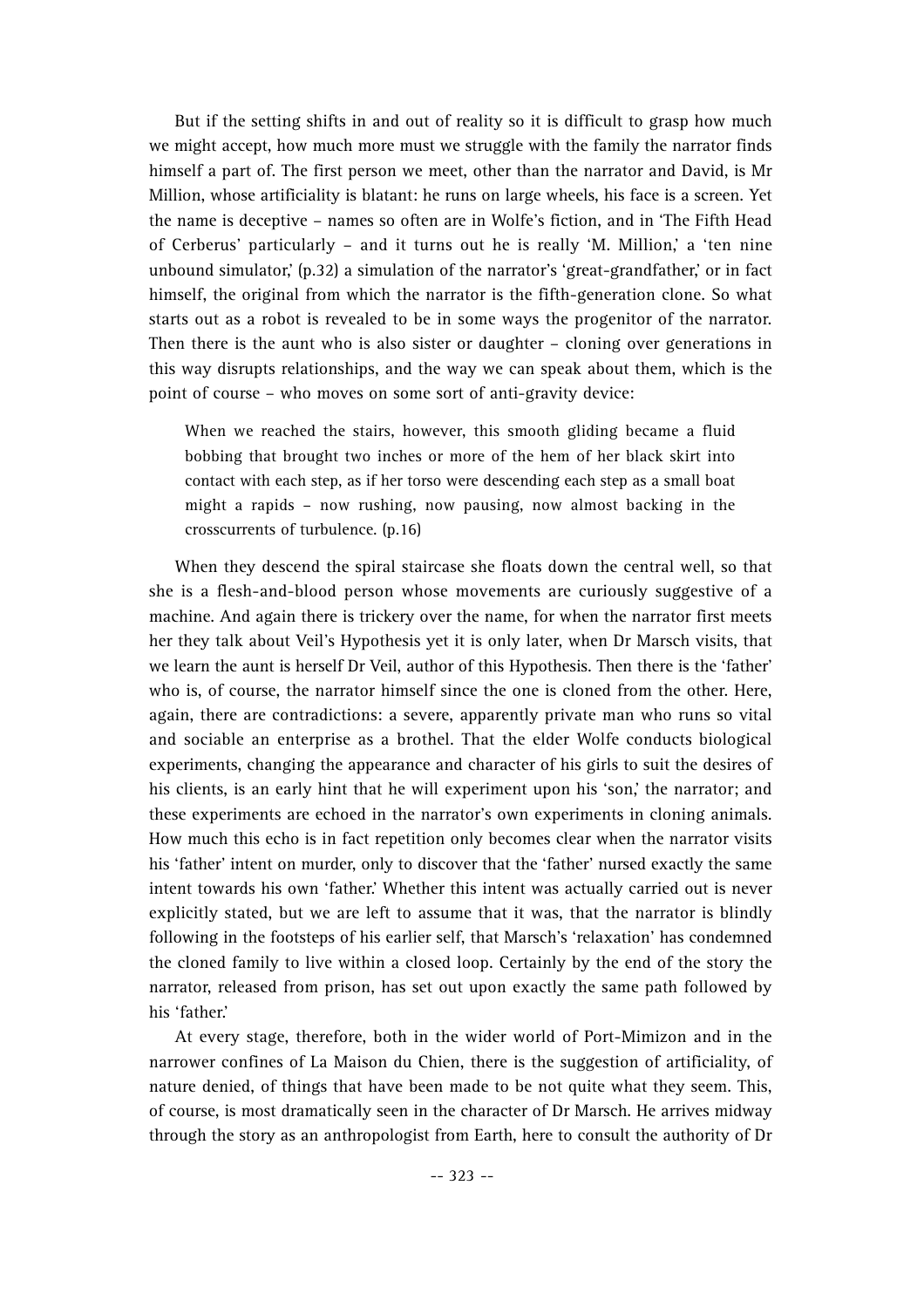But if the setting shifts in and out of reality so it is difficult to grasp how much we might accept, how much more must we struggle with the family the narrator finds himself a part of. The first person we meet, other than the narrator and David, is Mr Million, whose artificiality is blatant: he runs on large wheels, his face is a screen. Yet the name is deceptive – names so often are in Wolfe's fiction, and in 'The Fifth Head of Cerberus' particularly – and it turns out he is really 'M. Million,' a 'ten nine unbound simulator,' (p.32) a simulation of the narrator's 'great-grandfather,' or in fact himself, the original from which the narrator is the fifth-generation clone. So what starts out as a robot is revealed to be in some ways the progenitor of the narrator. Then there is the aunt who is also sister or daughter – cloning over generations in this way disrupts relationships, and the way we can speak about them, which is the point of course – who moves on some sort of anti-gravity device:

> When we reached the stairs, however, this smooth gliding became a fluid bobbing that brought two inches or more of the hem of her black skirt into contact with each step, as if her torso were descending each step as a small boat might a rapids – now rushing, now pausing, now almost backing in the crosscurrents of turbulence. (p.16)

When they descend the spiral staircase she floats down the central well, so that she is a flesh-and-blood person whose movements are curiously suggestive of a machine. And again there is trickery over the name, for when the narrator first meets her they talk about Veil's Hypothesis yet it is only later, when Dr Marsch visits, that we learn the aunt is herself Dr Veil, author of this Hypothesis. Then there is the 'father' who is, of course, the narrator himself since the one is cloned from the other. Here, again, there are contradictions: a severe, apparently private man who runs so vital and sociable an enterprise as a brothel. That the elder Wolfe conducts biological experiments, changing the appearance and character of his girls to suit the desires of his clients, is an early hint that he will experiment upon his 'son,' the narrator; and these experiments are echoed in the narrator's own experiments in cloning animals. How much this echo is in fact repetition only becomes clear when the narrator visits his 'father' intent on murder, only to discover that the 'father' nursed exactly the same intent towards his own 'father.' Whether this intent was actually carried out is never explicitly stated, but we are left to assume that it was, that the narrator is blindly following in the footsteps of his earlier self, that Marsch's 'relaxation' has condemned the cloned family to live within a closed loop. Certainly by the end of the story the narrator, released from prison, has set out upon exactly the same path followed by his 'father.'

At every stage, therefore, both in the wider world of Port-Mimizon and in the narrower confines of La Maison du Chien, there is the suggestion of artificiality, of nature denied, of things that have been made to be not quite what they seem. This, of course, is most dramatically seen in the character of Dr Marsch. He arrives midway through the story as an anthropologist from Earth, here to consult the authority of Dr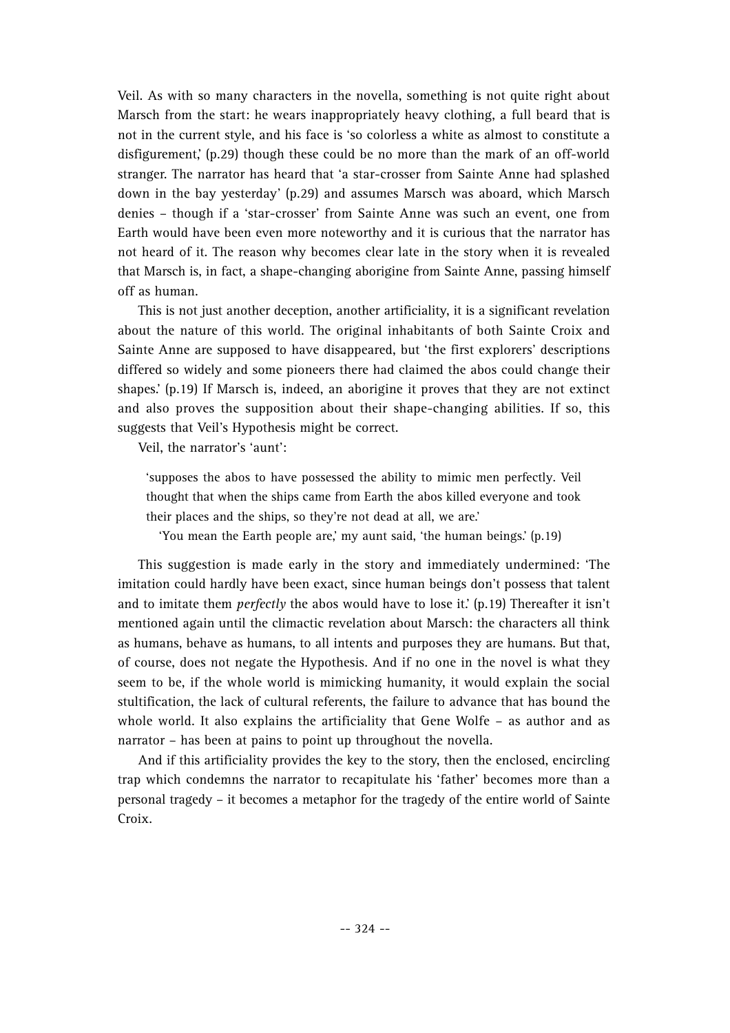Veil. As with so many characters in the novella, something is not quite right about Marsch from the start: he wears inappropriately heavy clothing, a full beard that is not in the current style, and his face is 'so colorless a white as almost to constitute a disfigurement,' (p.29) though these could be no more than the mark of an off-world stranger. The narrator has heard that 'a star-crosser from Sainte Anne had splashed down in the bay yesterday' (p.29) and assumes Marsch was aboard, which Marsch denies – though if a 'star-crosser' from Sainte Anne was such an event, one from Earth would have been even more noteworthy and it is curious that the narrator has not heard of it. The reason why becomes clear late in the story when it is revealed that Marsch is, in fact, a shape-changing aborigine from Sainte Anne, passing himself off as human.

This is not just another deception, another artificiality, it is a significant revelation about the nature of this world. The original inhabitants of both Sainte Croix and Sainte Anne are supposed to have disappeared, but 'the first explorers' descriptions differed so widely and some pioneers there had claimed the abos could change their shapes.' (p.19) If Marsch is, indeed, an aborigine it proves that they are not extinct and also proves the supposition about their shape-changing abilities. If so, this suggests that Veil's Hypothesis might be correct.

Veil, the narrator's 'aunt':

> 'supposes the abos to have possessed the ability to mimic men perfectly. Veil thought that when the ships came from Earth the abos killed everyone and took their places and the ships, so they're not dead at all, we are.'
>
> 'You mean the Earth people are,' my aunt said, 'the human beings.' (p.19)

This suggestion is made early in the story and immediately undermined: 'The imitation could hardly have been exact, since human beings don't possess that talent and to imitate them *perfectly* the abos would have to lose it.' (p.19) Thereafter it isn't mentioned again until the climactic revelation about Marsch: the characters all think as humans, behave as humans, to all intents and purposes they are humans. But that, of course, does not negate the Hypothesis. And if no one in the novel is what they seem to be, if the whole world is mimicking humanity, it would explain the social stultification, the lack of cultural referents, the failure to advance that has bound the whole world. It also explains the artificiality that Gene Wolfe – as author and as narrator – has been at pains to point up throughout the novella.

And if this artificiality provides the key to the story, then the enclosed, encircling trap which condemns the narrator to recapitulate his 'father' becomes more than a personal tragedy – it becomes a metaphor for the tragedy of the entire world of Sainte Croix.